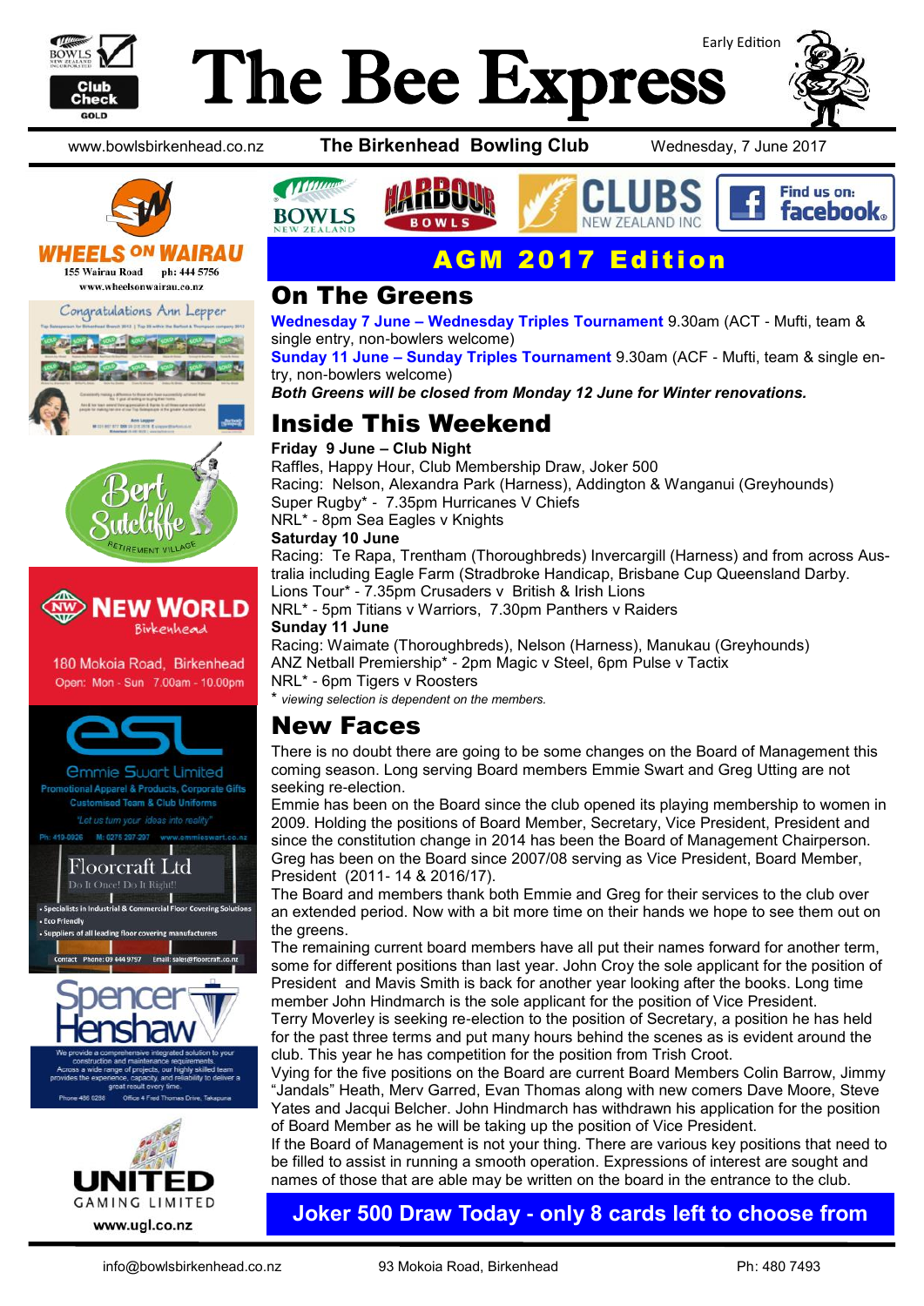# The Bee Express

Early Edition

www.bowlsbirkenhead.co.nz **The Birkenhead Bowling Club** Wednesday, 7 June 2017

## AGM 2017 Edition

## On The Greens

**Wednesday 7 June – Wednesday Triples Tournament** 9.30am (ACT - Mufti, team & single entry, non-bowlers welcome)

**Sunday 11 June – Sunday Triples Tournament** 9.30am (ACF - Mufti, team & single entry, non-bowlers welcome)

***Both Greens will be closed from Monday 12 June for Winter renovations.***

## Inside This Weekend

**Friday 9 June – Club Night**

Raffles, Happy Hour, Club Membership Draw, Joker 500
Racing: Nelson, Alexandra Park (Harness), Addington & Wanganui (Greyhounds)
Super Rugby* - 7.35pm Hurricanes V Chiefs
NRL* - 8pm Sea Eagles v Knights

**Saturday 10 June**

Racing: Te Rapa, Trentham (Thoroughbreds) Invercargill (Harness) and from across Australia including Eagle Farm (Stradbroke Handicap, Brisbane Cup Queensland Darby.
Lions Tour* - 7.35pm Crusaders v British & Irish Lions
NRL* - 5pm Titians v Warriors, 7.30pm Panthers v Raiders

**Sunday 11 June**

Racing: Waimate (Thoroughbreds), Nelson (Harness), Manukau (Greyhounds)
ANZ Netball Premiership* - 2pm Magic v Steel, 6pm Pulse v Tactix
NRL* - 6pm Tigers v Roosters

\* *viewing selection is dependent on the members.*

## New Faces

There is no doubt there are going to be some changes on the Board of Management this coming season. Long serving Board members Emmie Swart and Greg Utting are not seeking re-election.

Emmie has been on the Board since the club opened its playing membership to women in 2009. Holding the positions of Board Member, Secretary, Vice President, President and since the constitution change in 2014 has been the Board of Management Chairperson. Greg has been on the Board since 2007/08 serving as Vice President, Board Member, President (2011- 14 & 2016/17).

The Board and members thank both Emmie and Greg for their services to the club over an extended period. Now with a bit more time on their hands we hope to see them out on the greens.

The remaining current board members have all put their names forward for another term, some for different positions than last year. John Croy the sole applicant for the position of President and Mavis Smith is back for another year looking after the books. Long time member John Hindmarch is the sole applicant for the position of Vice President.

Terry Moverley is seeking re-election to the position of Secretary, a position he has held for the past three terms and put many hours behind the scenes as is evident around the club. This year he has competition for the position from Trish Croot.

Vying for the five positions on the Board are current Board Members Colin Barrow, Jimmy "Jandals" Heath, Merv Garred, Evan Thomas along with new comers Dave Moore, Steve Yates and Jacqui Belcher. John Hindmarch has withdrawn his application for the position of Board Member as he will be taking up the position of Vice President.

If the Board of Management is not your thing. There are various key positions that need to be filled to assist in running a smooth operation. Expressions of interest are sought and names of those that are able may be written on the board in the entrance to the club.

**Joker 500 Draw Today - only 8 cards left to choose from**

---

**WHEELS ON WAIRAU** — 155 Wairau Road ph: 444 5756 www.wheelsonwairau.co.nz

Congratulations Ann Lepper

Bert Sutcliffe Retirement Village

**NEW WORLD** Birkenhead — 180 Mokoia Road, Birkenhead. Open: Mon - Sun 7.00am - 10.00pm

**esl** Emmie Swart Limited — Promotional Apparel & Products, Corporate Gifts. Customised Team & Club Uniforms. "Let us turn your ideas into reality" Ph: 419-0926 M: 0275 297 207 www.emmieswart.co.nz

**Floorcraft Ltd** — Do It Once! Do It Right!
- Specialists in Industrial & Commercial Floor Covering Solutions
- Eco Friendly
- Suppliers of all leading floor covering manufacturers

Contact Phone: 09 444 9757 Email: sales@floorcraft.co.nz

**Spencer Henshaw** — We provide a comprehensive integrated solution to your construction and maintenance requirements. Across a wide range of projects, our highly skilled team provides the experience, capacity, and reliability to deliver a great result every time. Phone 486 0286 Office 4 Fred Thomas Drive, Takapuna

**UNITED GAMING LIMITED** www.ugl.co.nz

info@bowlsbirkenhead.co.nz 93 Mokoia Road, Birkenhead Ph: 480 7493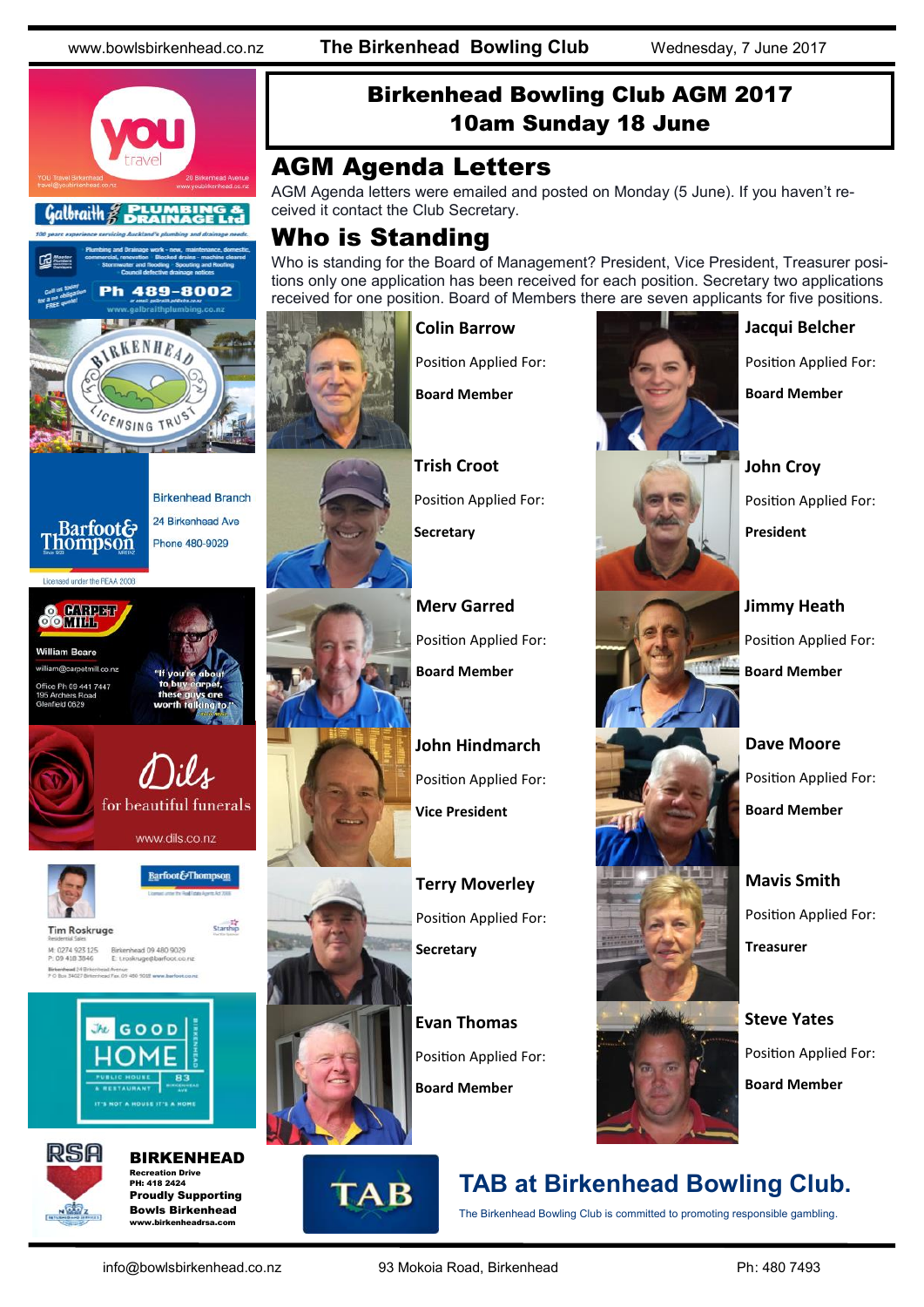# Birkenhead Bowling Club AGM 2017
# 10am Sunday 18 June

## AGM Agenda Letters

AGM Agenda letters were emailed and posted on Monday (5 June). If you haven't received it contact the Club Secretary.

## Who is Standing

Who is standing for the Board of Management? President, Vice President, Treasurer positions only one application has been received for each position. Secretary two applications received for one position. Board of Members there are seven applicants for five positions.

**Colin Barrow**
Position Applied For:
**Board Member**

**Trish Croot**
Position Applied For:
**Secretary**

**Merv Garred**
Position Applied For:
**Board Member**

**John Hindmarch**
Position Applied For:
**Vice President**

**Terry Moverley**
Position Applied For:
**Secretary**

**Evan Thomas**
Position Applied For:
**Board Member**

**Jacqui Belcher**
Position Applied For:
**Board Member**

**John Croy**
Position Applied For:
**President**

**Jimmy Heath**
Position Applied For:
**Board Member**

**Dave Moore**
Position Applied For:
**Board Member**

**Mavis Smith**
Position Applied For:
**Treasurer**

**Steve Yates**
Position Applied For:
**Board Member**

YOU travel
YOU Travel Birkenhead
travel@youbirkenhead.co.nz
20 Birkenhead Avenue
www.youbirkenhead.co.nz

Galbraith Plumbing & Drainage Ltd
100 years experience servicing Auckland's plumbing and drainage needs
Plumbing and Drainage work - new, maintenance, domestic, commercial, renovation · Blocked drains - machine cleared · Stormwater and flooding · Spouting and Roofing · Council defective drainage notices
Call us today for a no obligation FREE quote!
Ph 489-8002
or email: galbraith.p@xtra.co.nz
www.galbraithplumbing.co.nz

Birkenhead Licensing Trust

Barfoot & Thompson
Birkenhead Branch
24 Birkenhead Ave
Phone 480-9029
Licensed under the REAA 2008

Carpet Mill
William Beare
william@carpetmill.co.nz
Office Ph 09 441 7447
195 Archers Road
Glenfield 0629
"If you're about to buy carpet, these guys are worth talking to"

Dils
for beautiful funerals
www.dils.co.nz

Barfoot & Thompson
Tim Roskruge
Residential Sales
M: 0274 923 125 Birkenhead 09 480 9029
P: 09 418 3846 E: t.roskruge@barfoot.co.nz
Birkenhead 24 Birkenhead Avenue
P O Box 34027 Birkenhead Fax 09 480 9028 www.barfoot.co.nz

The Good Home
Public House & Restaurant
83 Birkenhead Ave
It's not a house it's a home

RSA
BIRKENHEAD
Recreation Drive
PH: 418 2424
Proudly Supporting
Bowls Birkenhead
www.birkenheadrsa.com

## TAB at Birkenhead Bowling Club.

The Birkenhead Bowling Club is committed to promoting responsible gambling.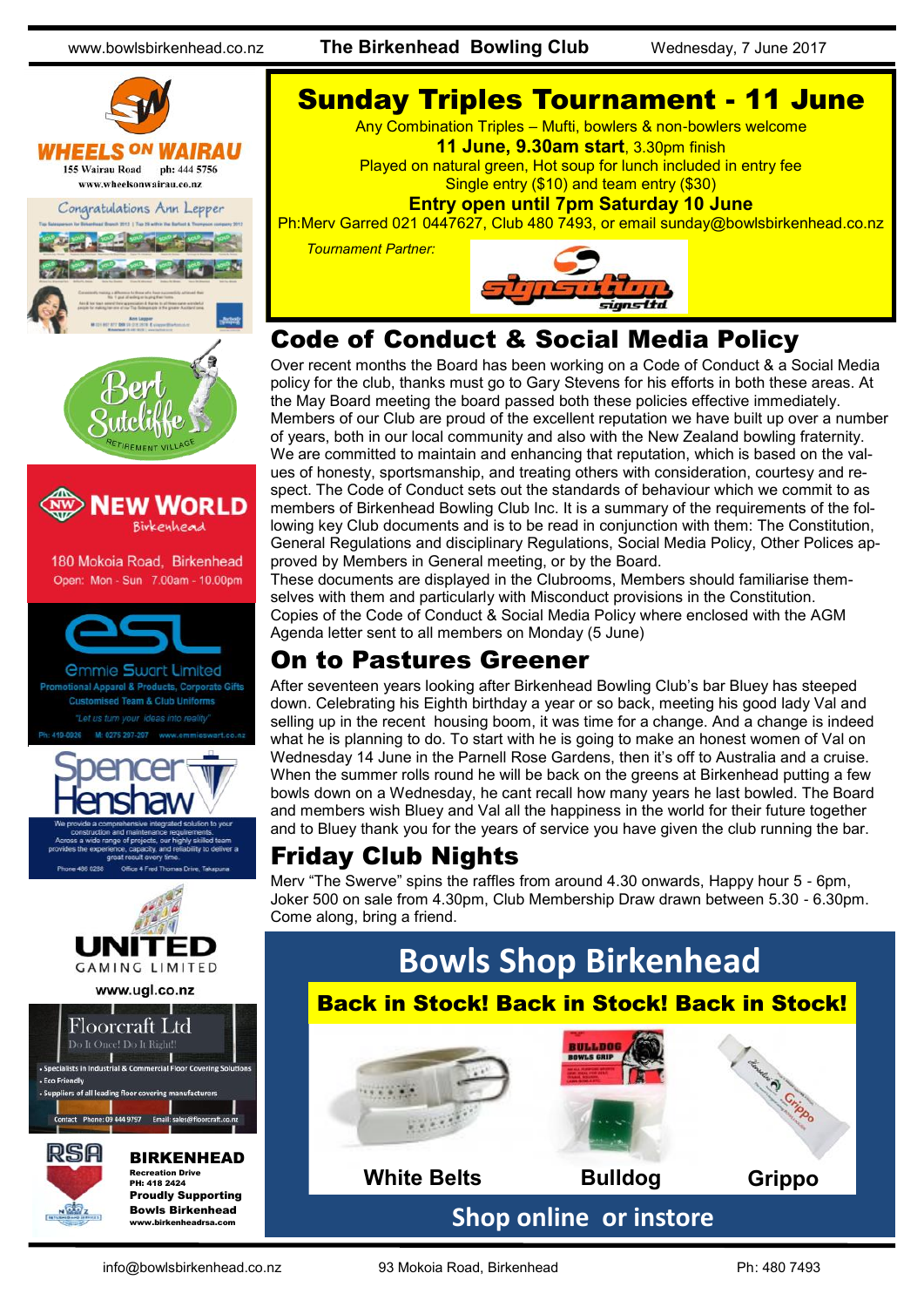# Sunday Triples Tournament - 11 June

Any Combination Triples – Mufti, bowlers & non-bowlers welcome

**11 June, 9.30am start**, 3.30pm finish

Played on natural green, Hot soup for lunch included in entry fee

Single entry ($10) and team entry ($30)

**Entry open until 7pm Saturday 10 June**

Ph:Merv Garred 021 0447627, Club 480 7493, or email sunday@bowlsbirkenhead.co.nz

*Tournament Partner:*

signsation signs ltd

## Code of Conduct & Social Media Policy

Over recent months the Board has been working on a Code of Conduct & a Social Media policy for the club, thanks must go to Gary Stevens for his efforts in both these areas. At the May Board meeting the board passed both these policies effective immediately. Members of our Club are proud of the excellent reputation we have built up over a number of years, both in our local community and also with the New Zealand bowling fraternity. We are committed to maintain and enhancing that reputation, which is based on the values of honesty, sportsmanship, and treating others with consideration, courtesy and respect. The Code of Conduct sets out the standards of behaviour which we commit to as members of Birkenhead Bowling Club Inc. It is a summary of the requirements of the following key Club documents and is to be read in conjunction with them: The Constitution, General Regulations and disciplinary Regulations, Social Media Policy, Other Polices approved by Members in General meeting, or by the Board.

These documents are displayed in the Clubrooms, Members should familiarise themselves with them and particularly with Misconduct provisions in the Constitution.

Copies of the Code of Conduct & Social Media Policy where enclosed with the AGM Agenda letter sent to all members on Monday (5 June)

## On to Pastures Greener

After seventeen years looking after Birkenhead Bowling Club's bar Bluey has steeped down. Celebrating his Eighth birthday a year or so back, meeting his good lady Val and selling up in the recent housing boom, it was time for a change. And a change is indeed what he is planning to do. To start with he is going to make an honest women of Val on Wednesday 14 June in the Parnell Rose Gardens, then it's off to Australia and a cruise. When the summer rolls round he will be back on the greens at Birkenhead putting a few bowls down on a Wednesday, he cant recall how many years he last bowled. The Board and members wish Bluey and Val all the happiness in the world for their future together and to Bluey thank you for the years of service you have given the club running the bar.

## Friday Club Nights

Merv "The Swerve" spins the raffles from around 4.30 onwards, Happy hour 5 - 6pm, Joker 500 on sale from 4.30pm, Club Membership Draw drawn between 5.30 - 6.30pm. Come along, bring a friend.

## Bowls Shop Birkenhead

**Back in Stock! Back in Stock! Back in Stock!**

**White Belts** | **Bulldog** | **Grippo**

**Shop online or instore**

---

WHEELS ON WAIRAU
155 Wairau Road ph: 444 5756
www.wheelsonwairau.co.nz

Congratulations Ann Lepper

Bert Sutcliffe Retirement Village

NEW WORLD Birkenhead
180 Mokoia Road, Birkenhead
Open: Mon - Sun 7.00am - 10.00pm

esl Emmie Swart Limited
Promotional Apparel & Products, Corporate Gifts
Customised Team & Club Uniforms
"Let us turn your ideas into reality"
Ph: 419-0926 M: 0275 297-297 www.emmieswart.co.nz

Spencer Henshaw
We provide a comprehensive integrated solution to your construction and maintenance requirements. Across a wide range of projects, our highly skilled team provides the experience, capacity, and reliability to deliver a great result every time.
Phone 486 0288 Office 4 Fred Thomas Drive, Takapuna

UNITED GAMING LIMITED
www.ugl.co.nz

Floorcraft Ltd
Do It Once! Do It Right!
- Specialists in Industrial & Commercial Floor Covering Solutions
- Eco Friendly
- Suppliers of all leading floor covering manufacturers
Contact Phone: 09 444 9757 Email: sales@floorcraft.co.nz

RSA BIRKENHEAD
Recreation Drive
PH: 418 2424
Proudly Supporting Bowls Birkenhead
www.birkenheadrsa.com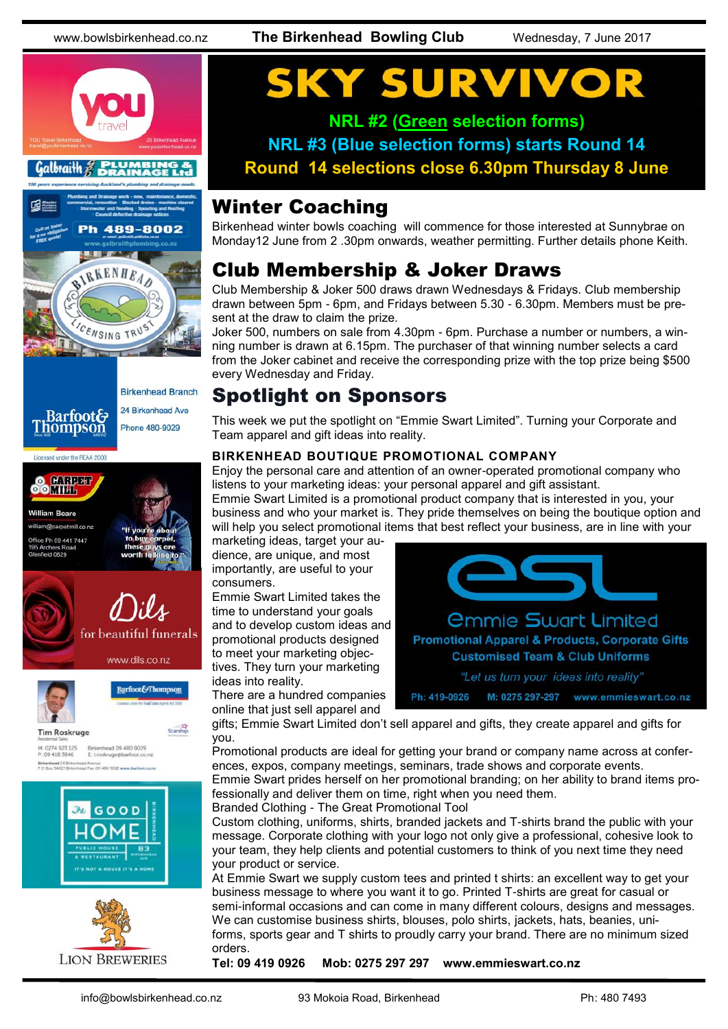# SKY SURVIVOR

**NRL #2 (Green selection forms)**

**NRL #3 (Blue selection forms) starts Round 14**

**Round 14 selections close 6.30pm Thursday 8 June**

## Winter Coaching

Birkenhead winter bowls coaching will commence for those interested at Sunnybrae on Monday12 June from 2 .30pm onwards, weather permitting. Further details phone Keith.

## Club Membership & Joker Draws

Club Membership & Joker 500 draws drawn Wednesdays & Fridays. Club membership drawn between 5pm - 6pm, and Fridays between 5.30 - 6.30pm. Members must be present at the draw to claim the prize.

Joker 500, numbers on sale from 4.30pm - 6pm. Purchase a number or numbers, a winning number is drawn at 6.15pm. The purchaser of that winning number selects a card from the Joker cabinet and receive the corresponding prize with the top prize being $500 every Wednesday and Friday.

## Spotlight on Sponsors

This week we put the spotlight on "Emmie Swart Limited". Turning your Corporate and Team apparel and gift ideas into reality.

### BIRKENHEAD BOUTIQUE PROMOTIONAL COMPANY

Enjoy the personal care and attention of an owner-operated promotional company who listens to your marketing ideas: your personal apparel and gift assistant.

Emmie Swart Limited is a promotional product company that is interested in you, your business and who your market is. They pride themselves on being the boutique option and will help you select promotional items that best reflect your business, are in line with your marketing ideas, target your audience, are unique, and most importantly, are useful to your consumers.

Emmie Swart Limited takes the time to understand your goals and to develop custom ideas and promotional products designed to meet your marketing objectives. They turn your marketing ideas into reality.

There are a hundred companies online that just sell apparel and gifts; Emmie Swart Limited don't sell apparel and gifts, they create apparel and gifts for you.

Promotional products are ideal for getting your brand or company name across at conferences, expos, company meetings, seminars, trade shows and corporate events.

Emmie Swart prides herself on her promotional branding; on her ability to brand items professionally and deliver them on time, right when you need them.

Branded Clothing - The Great Promotional Tool

Custom clothing, uniforms, shirts, branded jackets and T-shirts brand the public with your message. Corporate clothing with your logo not only give a professional, cohesive look to your team, they help clients and potential customers to think of you next time they need your product or service.

At Emmie Swart we supply custom tees and printed t shirts: an excellent way to get your business message to where you want it to go. Printed T-shirts are great for casual or semi-informal occasions and can come in many different colours, designs and messages. We can customise business shirts, blouses, polo shirts, jackets, hats, beanies, uniforms, sports gear and T shirts to proudly carry your brand. There are no minimum sized orders.

**Tel: 09 419 0926 Mob: 0275 297 297 www.emmieswart.co.nz**